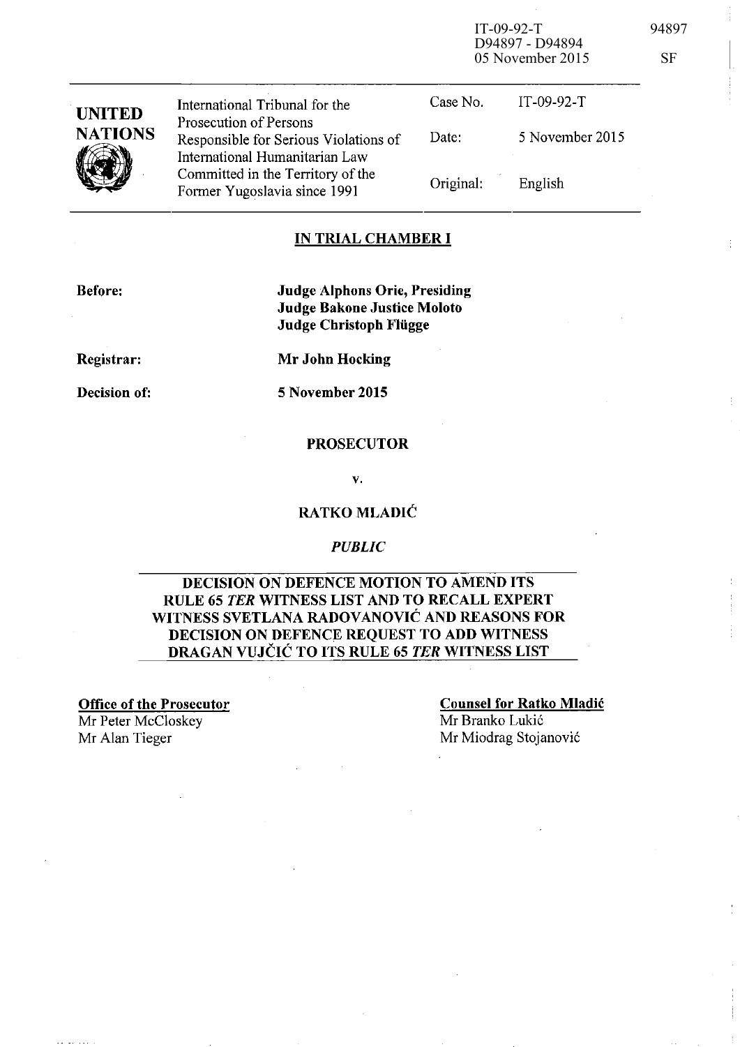IT-09-92-T
D94897 - D94894
05 November 2015

94897

SF

| UNITED NATIONS | International Tribunal for the Prosecution of Persons Responsible for Serious Violations of International Humanitarian Law Committed in the Territory of the Former Yugoslavia since 1991 | Case No. | IT-09-92-T |
|---|---|---|---|
| | | Date: | 5 November 2015 |
| | | Original: | English |

## IN TRIAL CHAMBER I

**Before:** **Judge Alphons Orie, Presiding**
**Judge Bakone Justice Moloto**
**Judge Christoph Flügge**

**Registrar:** **Mr John Hocking**

**Decision of:** **5 November 2015**

**PROSECUTOR**

**v.**

**RATKO MLADIĆ**

***PUBLIC***

## DECISION ON DEFENCE MOTION TO AMEND ITS RULE 65 *TER* WITNESS LIST AND TO RECALL EXPERT WITNESS SVETLANA RADOVANOVIĆ AND REASONS FOR DECISION ON DEFENCE REQUEST TO ADD WITNESS DRAGAN VUJČIĆ TO ITS RULE 65 *TER* WITNESS LIST

**Office of the Prosecutor**
Mr Peter McCloskey
Mr Alan Tieger

**Counsel for Ratko Mladić**
Mr Branko Lukić
Mr Miodrag Stojanović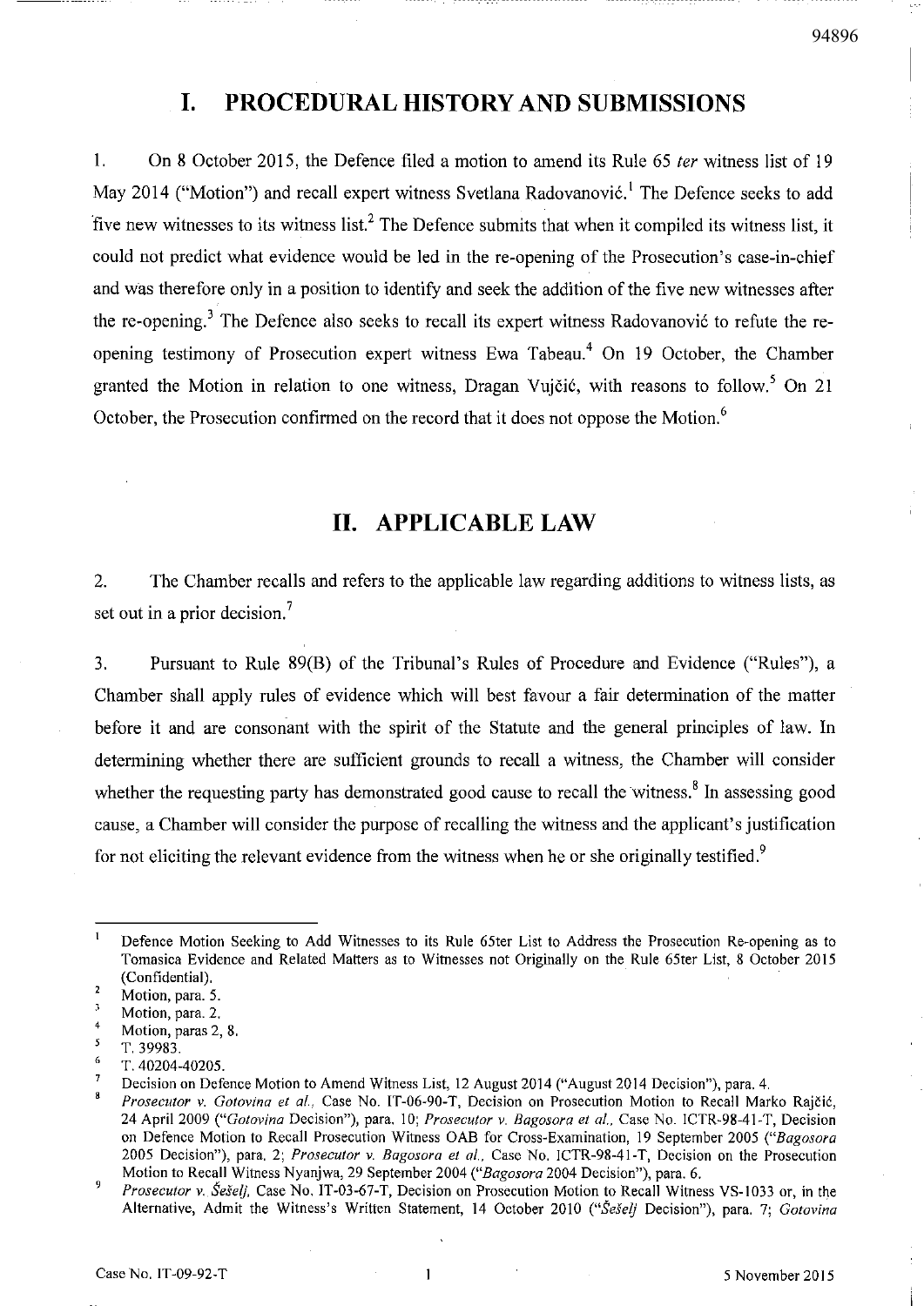# I. PROCEDURAL HISTORY AND SUBMISSIONS

1. On 8 October 2015, the Defence filed a motion to amend its Rule 65 *ter* witness list of 19 May 2014 ("Motion") and recall expert witness Svetlana Radovanović.[1] The Defence seeks to add five new witnesses to its witness list.[2] The Defence submits that when it compiled its witness list, it could not predict what evidence would be led in the re-opening of the Prosecution's case-in-chief and was therefore only in a position to identify and seek the addition of the five new witnesses after the re-opening.[3] The Defence also seeks to recall its expert witness Radovanović to refute the re-opening testimony of Prosecution expert witness Ewa Tabeau.[4] On 19 October, the Chamber granted the Motion in relation to one witness, Dragan Vujčić, with reasons to follow.[5] On 21 October, the Prosecution confirmed on the record that it does not oppose the Motion.[6]

# II. APPLICABLE LAW

2. The Chamber recalls and refers to the applicable law regarding additions to witness lists, as set out in a prior decision.[7]

3. Pursuant to Rule 89(B) of the Tribunal's Rules of Procedure and Evidence ("Rules"), a Chamber shall apply rules of evidence which will best favour a fair determination of the matter before it and are consonant with the spirit of the Statute and the general principles of law. In determining whether there are sufficient grounds to recall a witness, the Chamber will consider whether the requesting party has demonstrated good cause to recall the witness.[8] In assessing good cause, a Chamber will consider the purpose of recalling the witness and the applicant's justification for not eliciting the relevant evidence from the witness when he or she originally testified.[9]

---

[1] Defence Motion Seeking to Add Witnesses to its Rule 65ter List to Address the Prosecution Re-opening as to Tomasica Evidence and Related Matters as to Witnesses not Originally on the Rule 65ter List, 8 October 2015 (Confidential).

[2] Motion, para. 5.

[3] Motion, para. 2.

[4] Motion, paras 2, 8.

[5] T. 39983.

[6] T. 40204-40205.

[7] Decision on Defence Motion to Amend Witness List, 12 August 2014 ("August 2014 Decision"), para. 4.

[8] *Prosecutor v. Gotovina et al.*, Case No. IT-06-90-T, Decision on Prosecution Motion to Recall Marko Rajčić, 24 April 2009 ("*Gotovina* Decision"), para. 10; *Prosecutor v. Bagosora et al.*, Case No. ICTR-98-41-T, Decision on Defence Motion to Recall Prosecution Witness OAB for Cross-Examination, 19 September 2005 ("*Bagosora* 2005 Decision"), para. 2; *Prosecutor v. Bagosora et al.*, Case No. ICTR-98-41-T, Decision on the Prosecution Motion to Recall Witness Nyanjwa, 29 September 2004 ("*Bagosora* 2004 Decision"), para. 6.

[9] *Prosecutor v. Šešelj*, Case No. IT-03-67-T, Decision on Prosecution Motion to Recall Witness VS-1033 or, in the Alternative, Admit the Witness's Written Statement, 14 October 2010 ("*Šešelj* Decision"), para. 7; *Gotovina*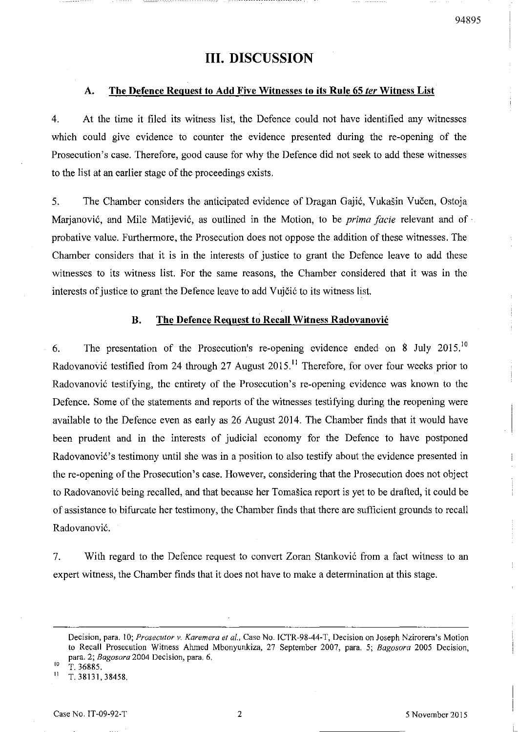# III. DISCUSSION

### A. The Defence Request to Add Five Witnesses to its Rule 65 *ter* Witness List

4. At the time it filed its witness list, the Defence could not have identified any witnesses which could give evidence to counter the evidence presented during the re-opening of the Prosecution's case. Therefore, good cause for why the Defence did not seek to add these witnesses to the list at an earlier stage of the proceedings exists.

5. The Chamber considers the anticipated evidence of Dragan Gajić, Vukašin Vučen, Ostoja Marjanović, and Mile Matijević, as outlined in the Motion, to be *prima facie* relevant and of probative value. Furthermore, the Prosecution does not oppose the addition of these witnesses. The Chamber considers that it is in the interests of justice to grant the Defence leave to add these witnesses to its witness list. For the same reasons, the Chamber considered that it was in the interests of justice to grant the Defence leave to add Vujčić to its witness list.

### B. The Defence Request to Recall Witness Radovanović

6. The presentation of the Prosecution's re-opening evidence ended on 8 July 2015.[10] Radovanović testified from 24 through 27 August 2015.[11] Therefore, for over four weeks prior to Radovanović testifying, the entirety of the Prosecution's re-opening evidence was known to the Defence. Some of the statements and reports of the witnesses testifying during the reopening were available to the Defence even as early as 26 August 2014. The Chamber finds that it would have been prudent and in the interests of judicial economy for the Defence to have postponed Radovanović's testimony until she was in a position to also testify about the evidence presented in the re-opening of the Prosecution's case. However, considering that the Prosecution does not object to Radovanović being recalled, and that because her Tomašica report is yet to be drafted, it could be of assistance to bifurcate her testimony, the Chamber finds that there are sufficient grounds to recall Radovanović.

7. With regard to the Defence request to convert Zoran Stanković from a fact witness to an expert witness, the Chamber finds that it does not have to make a determination at this stage.

---

Decision, para. 10; *Prosecutor v. Karemera et al.*, Case No. ICTR-98-44-T, Decision on Joseph Nzirorera's Motion to Recall Prosecution Witness Ahmed Mbonyunkiza, 27 September 2007, para. 5; *Bagosora* 2005 Decision, para. 2; *Bagosora* 2004 Decision, para. 6.

[10] T. 36885.

[11] T. 38131, 38458.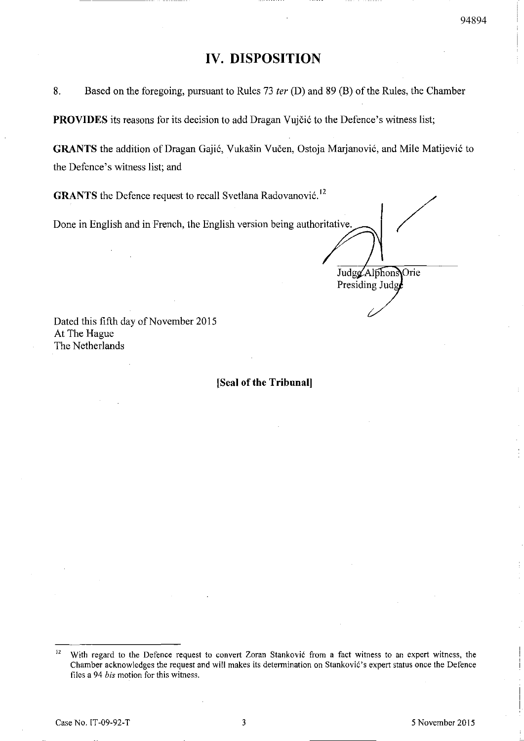# IV. DISPOSITION

8. Based on the foregoing, pursuant to Rules 73 *ter* (D) and 89 (B) of the Rules, the Chamber

**PROVIDES** its reasons for its decision to add Dragan Vujčić to the Defence's witness list;

**GRANTS** the addition of Dragan Gajić, Vukašin Vučen, Ostoja Marjanović, and Mile Matijević to the Defence's witness list; and

**GRANTS** the Defence request to recall Svetlana Radovanović.[12]

Done in English and in French, the English version being authoritative.

Judge Alphons Orie
Presiding Judge

Dated this fifth day of November 2015
At The Hague
The Netherlands

**[Seal of the Tribunal]**

---

[12] With regard to the Defence request to convert Zoran Stanković from a fact witness to an expert witness, the Chamber acknowledges the request and will makes its determination on Stanković's expert status once the Defence files a 94 *bis* motion for this witness.

Case No. IT-09-92-T | 5 November 2015